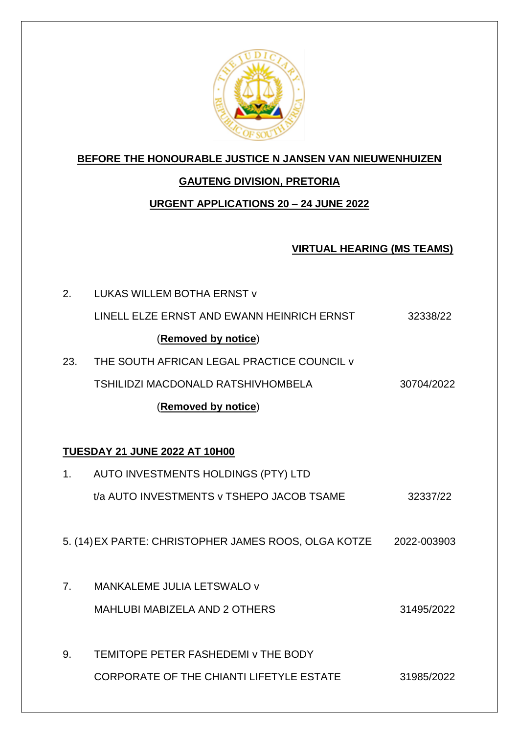**BEFORE THE HONOURABLE JUSTICE N JANSEN VAN NIEUWENHUIZEN**

**GAUTENG DIVISION, PRETORIA**

**URGENT APPLICATIONS 20 – 24 JUNE 2022**

**VIRTUAL HEARING (MS TEAMS)**

2. LUKAS WILLEM BOTHA ERNST v
   LINELL ELZE ERNST AND EWANN HEINRICH ERNST — 32338/22
   (**Removed by notice**)

23. THE SOUTH AFRICAN LEGAL PRACTICE COUNCIL v
    TSHILIDZI MACDONALD RATSHIVHOMBELA — 30704/2022
    (**Removed by notice**)

**TUESDAY 21 JUNE 2022 AT 10H00**

1. AUTO INVESTMENTS HOLDINGS (PTY) LTD
   t/a AUTO INVESTMENTS v TSHEPO JACOB TSAME — 32337/22

5. (14) EX PARTE: CHRISTOPHER JAMES ROOS, OLGA KOTZE — 2022-003903

7. MANKALEME JULIA LETSWALO v
   MAHLUBI MABIZELA AND 2 OTHERS — 31495/2022

9. TEMITOPE PETER FASHEDEMI v THE BODY
   CORPORATE OF THE CHIANTI LIFETYLE ESTATE — 31985/2022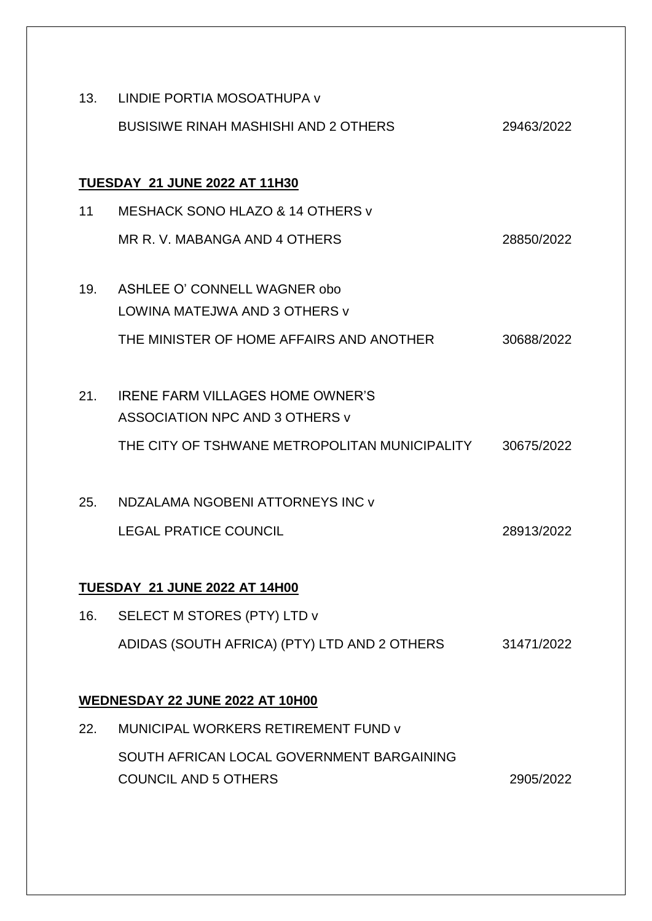13. LINDIE PORTIA MOSOATHUPA v
    BUSISIWE RINAH MASHISHI AND 2 OTHERS 29463/2022

**TUESDAY 21 JUNE 2022 AT 11H30**

11 MESHACK SONO HLAZO & 14 OTHERS v
   MR R. V. MABANGA AND 4 OTHERS 28850/2022

19. ASHLEE O' CONNELL WAGNER obo
    LOWINA MATEJWA AND 3 OTHERS v
    THE MINISTER OF HOME AFFAIRS AND ANOTHER 30688/2022

21. IRENE FARM VILLAGES HOME OWNER'S
    ASSOCIATION NPC AND 3 OTHERS v
    THE CITY OF TSHWANE METROPOLITAN MUNICIPALITY 30675/2022

25. NDZALAMA NGOBENI ATTORNEYS INC v
    LEGAL PRATICE COUNCIL 28913/2022

**TUESDAY 21 JUNE 2022 AT 14H00**

16. SELECT M STORES (PTY) LTD v
    ADIDAS (SOUTH AFRICA) (PTY) LTD AND 2 OTHERS 31471/2022

**WEDNESDAY 22 JUNE 2022 AT 10H00**

22. MUNICIPAL WORKERS RETIREMENT FUND v
    SOUTH AFRICAN LOCAL GOVERNMENT BARGAINING
    COUNCIL AND 5 OTHERS 2905/2022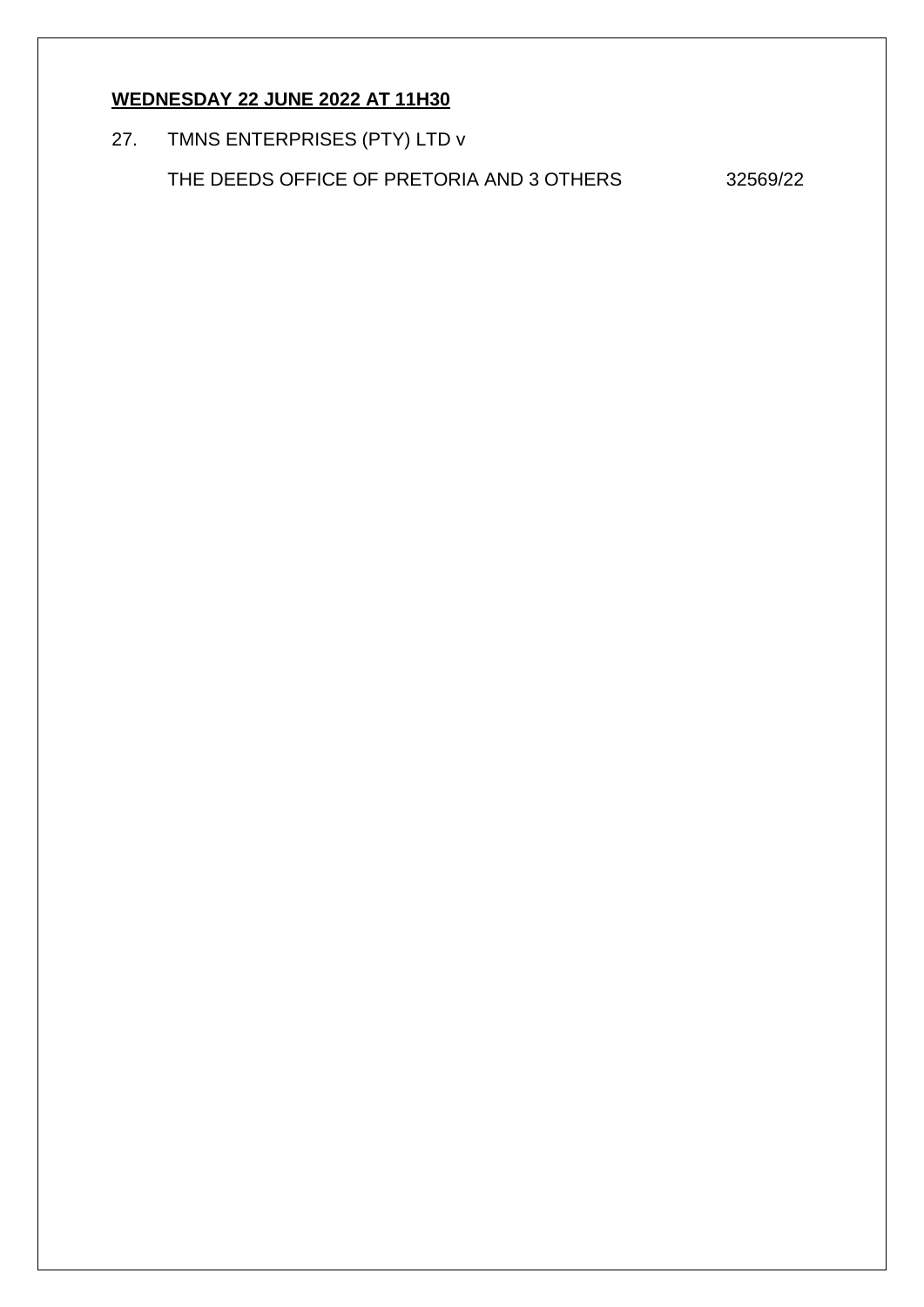**WEDNESDAY 22 JUNE 2022 AT 11H30**

27. TMNS ENTERPRISES (PTY) LTD v

THE DEEDS OFFICE OF PRETORIA AND 3 OTHERS 32569/22